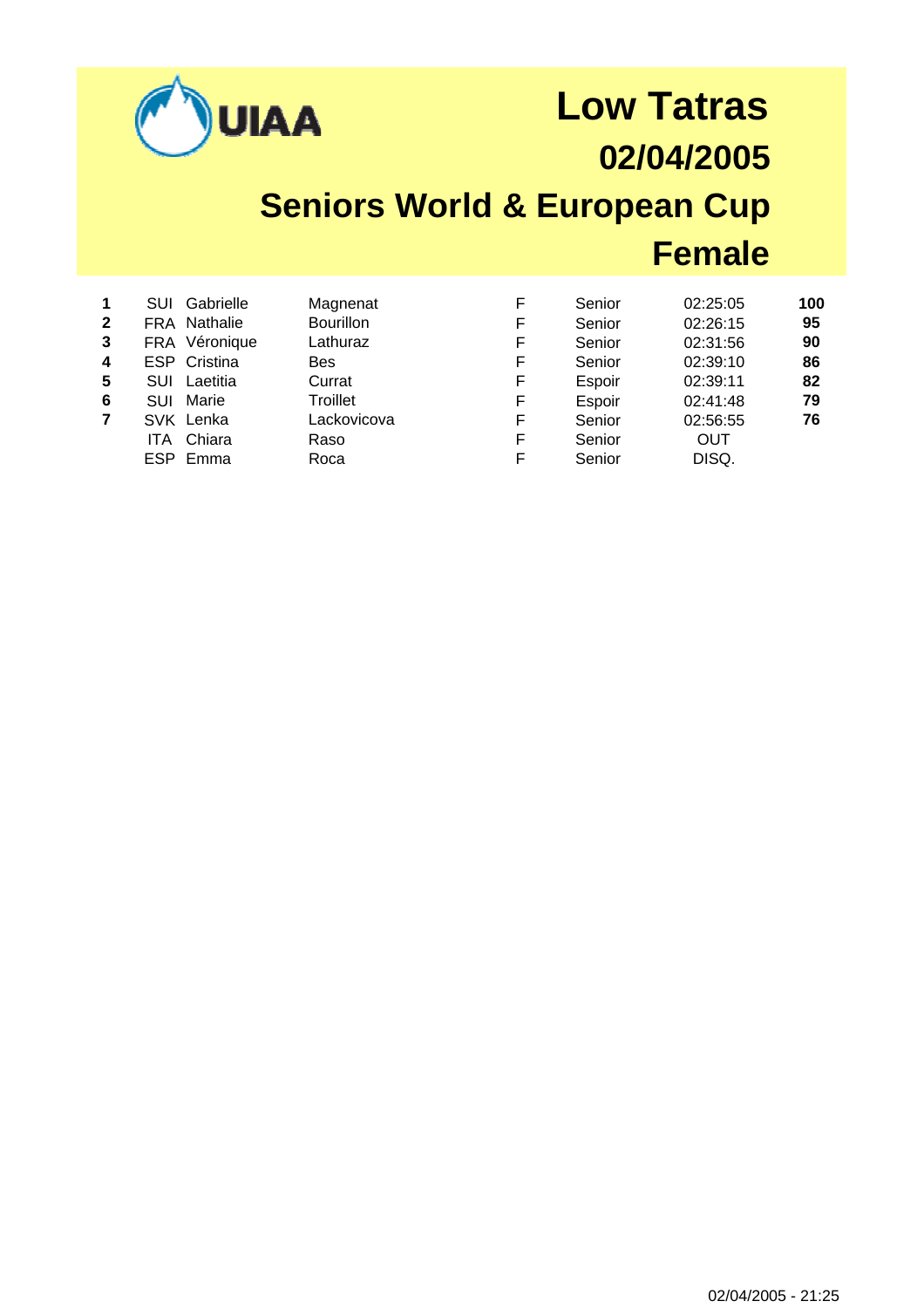UIAA

# Low Tatras

## 02/04/2005

## Seniors World & European Cup

## Female

| | | | | | | | |
|---|---|---|---|---|---|---|---|
| **1** | SUI | Gabrielle | Magnenat | F | Senior | 02:25:05 | **100** |
| **2** | FRA | Nathalie | Bourillon | F | Senior | 02:26:15 | **95** |
| **3** | FRA | Véronique | Lathuraz | F | Senior | 02:31:56 | **90** |
| **4** | ESP | Cristina | Bes | F | Senior | 02:39:10 | **86** |
| **5** | SUI | Laetitia | Currat | F | Espoir | 02:39:11 | **82** |
| **6** | SUI | Marie | Troillet | F | Espoir | 02:41:48 | **79** |
| **7** | SVK | Lenka | Lackovicova | F | Senior | 02:56:55 | **76** |
| | ITA | Chiara | Raso | F | Senior | OUT | |
| | ESP | Emma | Roca | F | Senior | DISQ. | |

02/04/2005 - 21:25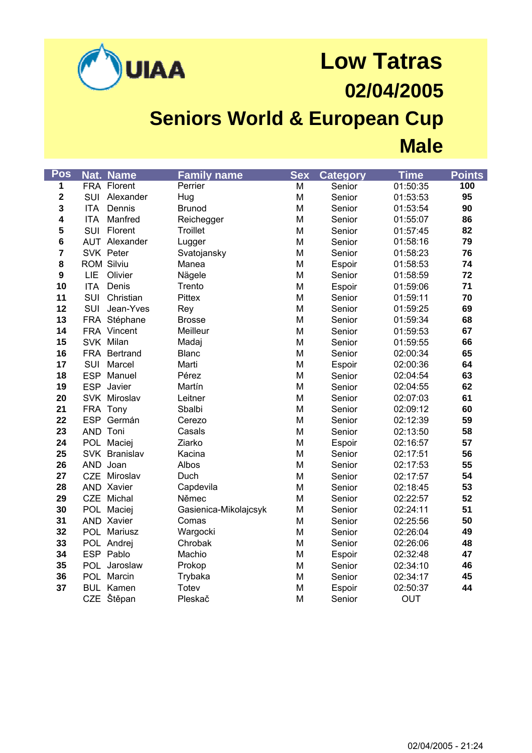UIAA

# Low Tatras

## 02/04/2005

## Seniors World & European Cup

## Male

| Pos | Nat. | Name | Family name | Sex | Category | Time | Points |
|---|---|---|---|---|---|---|---|
| 1 | FRA | Florent | Perrier | M | Senior | 01:50:35 | 100 |
| 2 | SUI | Alexander | Hug | M | Senior | 01:53:53 | 95 |
| 3 | ITA | Dennis | Brunod | M | Senior | 01:53:54 | 90 |
| 4 | ITA | Manfred | Reichegger | M | Senior | 01:55:07 | 86 |
| 5 | SUI | Florent | Troillet | M | Senior | 01:57:45 | 82 |
| 6 | AUT | Alexander | Lugger | M | Senior | 01:58:16 | 79 |
| 7 | SVK | Peter | Svatojansky | M | Senior | 01:58:23 | 76 |
| 8 | ROM | Silviu | Manea | M | Espoir | 01:58:53 | 74 |
| 9 | LIE | Olivier | Nägele | M | Senior | 01:58:59 | 72 |
| 10 | ITA | Denis | Trento | M | Espoir | 01:59:06 | 71 |
| 11 | SUI | Christian | Pittex | M | Senior | 01:59:11 | 70 |
| 12 | SUI | Jean-Yves | Rey | M | Senior | 01:59:25 | 69 |
| 13 | FRA | Stéphane | Brosse | M | Senior | 01:59:34 | 68 |
| 14 | FRA | Vincent | Meilleur | M | Senior | 01:59:53 | 67 |
| 15 | SVK | Milan | Madaj | M | Senior | 01:59:55 | 66 |
| 16 | FRA | Bertrand | Blanc | M | Senior | 02:00:34 | 65 |
| 17 | SUI | Marcel | Marti | M | Espoir | 02:00:36 | 64 |
| 18 | ESP | Manuel | Pérez | M | Senior | 02:04:54 | 63 |
| 19 | ESP | Javier | Martín | M | Senior | 02:04:55 | 62 |
| 20 | SVK | Miroslav | Leitner | M | Senior | 02:07:03 | 61 |
| 21 | FRA | Tony | Sbalbi | M | Senior | 02:09:12 | 60 |
| 22 | ESP | Germán | Cerezo | M | Senior | 02:12:39 | 59 |
| 23 | AND | Toni | Casals | M | Senior | 02:13:50 | 58 |
| 24 | POL | Maciej | Ziarko | M | Espoir | 02:16:57 | 57 |
| 25 | SVK | Branislav | Kacina | M | Senior | 02:17:51 | 56 |
| 26 | AND | Joan | Albos | M | Senior | 02:17:53 | 55 |
| 27 | CZE | Miroslav | Duch | M | Senior | 02:17:57 | 54 |
| 28 | AND | Xavier | Capdevila | M | Senior | 02:18:45 | 53 |
| 29 | CZE | Michal | Němec | M | Senior | 02:22:57 | 52 |
| 30 | POL | Maciej | Gasienica-Mikolajcsyk | M | Senior | 02:24:11 | 51 |
| 31 | AND | Xavier | Comas | M | Senior | 02:25:56 | 50 |
| 32 | POL | Mariusz | Wargocki | M | Senior | 02:26:04 | 49 |
| 33 | POL | Andrej | Chrobak | M | Senior | 02:26:06 | 48 |
| 34 | ESP | Pablo | Machio | M | Espoir | 02:32:48 | 47 |
| 35 | POL | Jaroslaw | Prokop | M | Senior | 02:34:10 | 46 |
| 36 | POL | Marcin | Trybaka | M | Senior | 02:34:17 | 45 |
| 37 | BUL | Kamen | Totev | M | Espoir | 02:50:37 | 44 |
| | CZE | Štěpan | Pleskač | M | Senior | OUT | |

02/04/2005 - 21:24